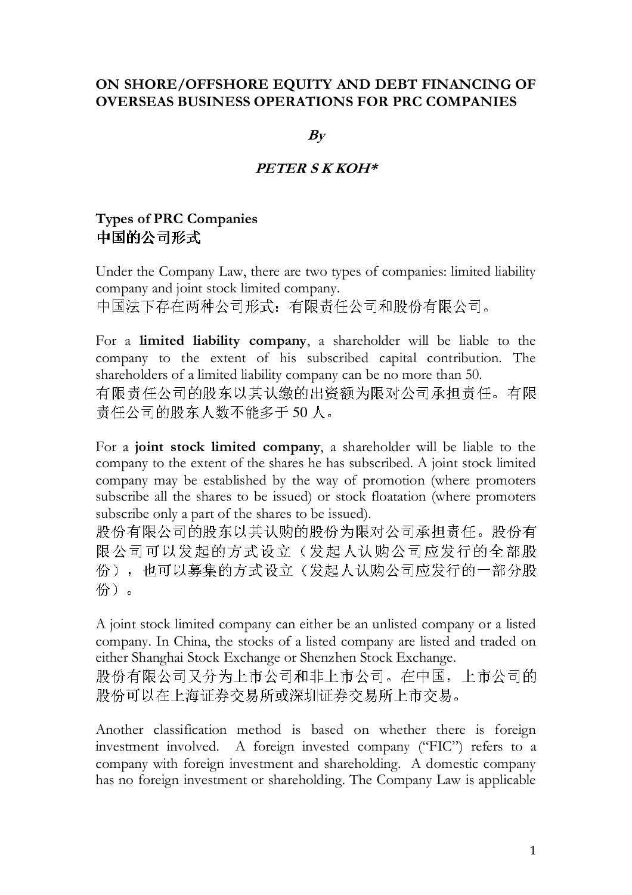# ON SHORE/OFFSHORE EQUITY AND DEBT FINANCING OF OVERSEAS BUSINESS OPERATIONS FOR PRC COMPANIES

***By***

***PETER S K KOH****

## Types of PRC Companies
## 中国的公司形式

Under the Company Law, there are two types of companies: limited liability company and joint stock limited company.
中国法下存在两种公司形式：有限责任公司和股份有限公司。

For a **limited liability company**, a shareholder will be liable to the company to the extent of his subscribed capital contribution. The shareholders of a limited liability company can be no more than 50.
有限责任公司的股东以其认缴的出资额为限对公司承担责任。有限责任公司的股东人数不能多于 50 人。

For a **joint stock limited company**, a shareholder will be liable to the company to the extent of the shares he has subscribed. A joint stock limited company may be established by the way of promotion (where promoters subscribe all the shares to be issued) or stock floatation (where promoters subscribe only a part of the shares to be issued).
股份有限公司的股东以其认购的股份为限对公司承担责任。股份有限公司可以发起的方式设立（发起人认购公司应发行的全部股份），也可以募集的方式设立（发起人认购公司应发行的一部分股份）。

A joint stock limited company can either be an unlisted company or a listed company. In China, the stocks of a listed company are listed and traded on either Shanghai Stock Exchange or Shenzhen Stock Exchange.
股份有限公司又分为上市公司和非上市公司。在中国，上市公司的股份可以在上海证券交易所或深圳证券交易所上市交易。

Another classification method is based on whether there is foreign investment involved. A foreign invested company ("FIC") refers to a company with foreign investment and shareholding. A domestic company has no foreign investment or shareholding. The Company Law is applicable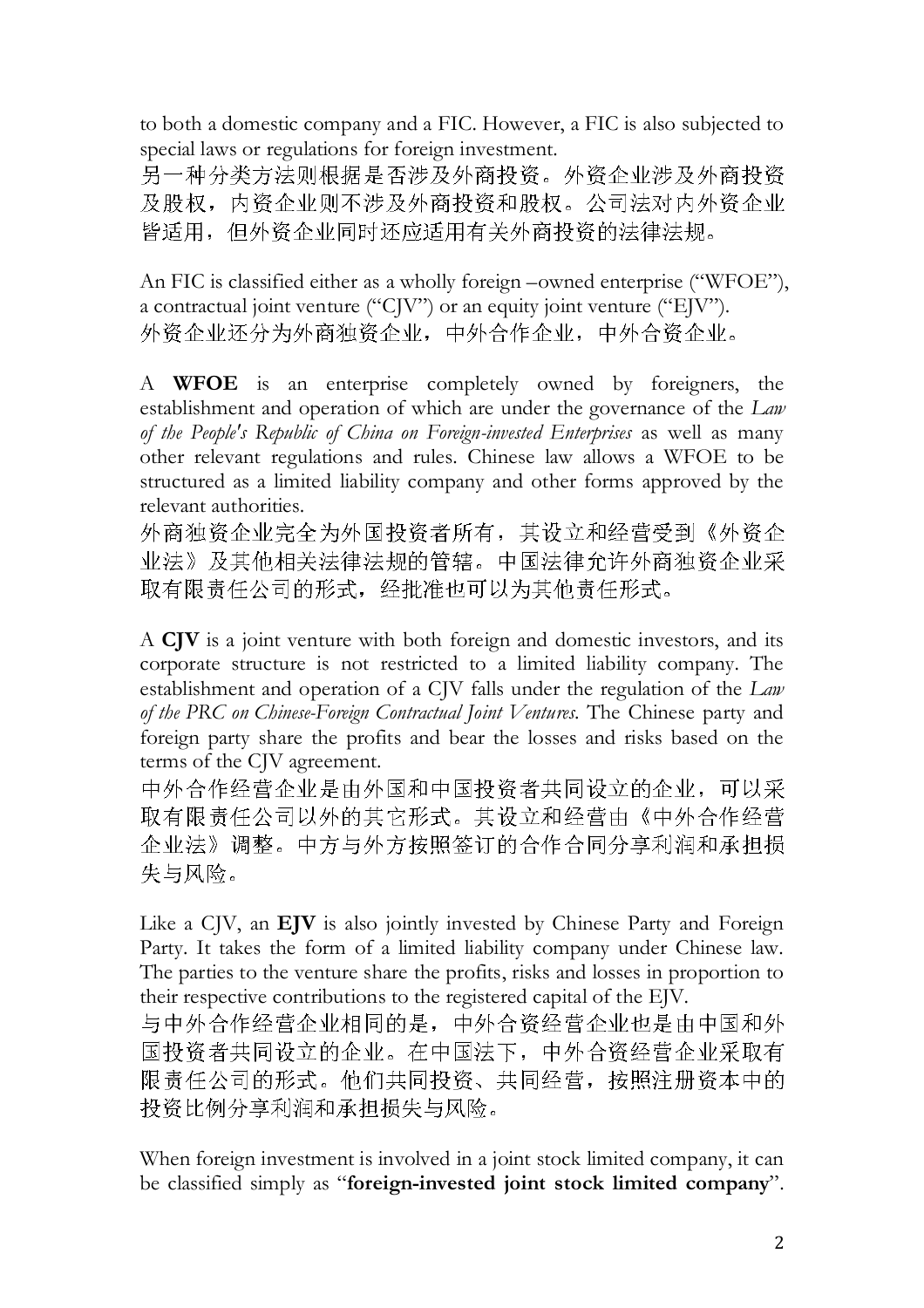to both a domestic company and a FIC. However, a FIC is also subjected to special laws or regulations for foreign investment.
另一种分类方法则根据是否涉及外商投资。外资企业涉及外商投资及股权，内资企业则不涉及外商投资和股权。公司法对内外资企业皆适用，但外资企业同时还应适用有关外商投资的法律法规。

An FIC is classified either as a wholly foreign –owned enterprise (“WFOE”), a contractual joint venture (“CJV”) or an equity joint venture (“EJV”).
外资企业还分为外商独资企业，中外合作企业，中外合资企业。

A **WFOE** is an enterprise completely owned by foreigners, the establishment and operation of which are under the governance of the *Law of the People's Republic of China on Foreign-invested Enterprises* as well as many other relevant regulations and rules. Chinese law allows a WFOE to be structured as a limited liability company and other forms approved by the relevant authorities.
外商独资企业完全为外国投资者所有，其设立和经营受到《外资企业法》及其他相关法律法规的管辖。中国法律允许外商独资企业采取有限责任公司的形式，经批准也可以为其他责任形式。

A **CJV** is a joint venture with both foreign and domestic investors, and its corporate structure is not restricted to a limited liability company. The establishment and operation of a CJV falls under the regulation of the *Law of the PRC on Chinese-Foreign Contractual Joint Ventures*. The Chinese party and foreign party share the profits and bear the losses and risks based on the terms of the CJV agreement.
中外合作经营企业是由外国和中国投资者共同设立的企业，可以采取有限责任公司以外的其它形式。其设立和经营由《中外合作经营企业法》调整。中方与外方按照签订的合作合同分享利润和承担损失与风险。

Like a CJV, an **EJV** is also jointly invested by Chinese Party and Foreign Party. It takes the form of a limited liability company under Chinese law. The parties to the venture share the profits, risks and losses in proportion to their respective contributions to the registered capital of the EJV.
与中外合作经营企业相同的是，中外合资经营企业也是由中国和外国投资者共同设立的企业。在中国法下，中外合资经营企业采取有限责任公司的形式。他们共同投资、共同经营，按照注册资本中的投资比例分享利润和承担损失与风险。

When foreign investment is involved in a joint stock limited company, it can be classified simply as “**foreign-invested joint stock limited company**”.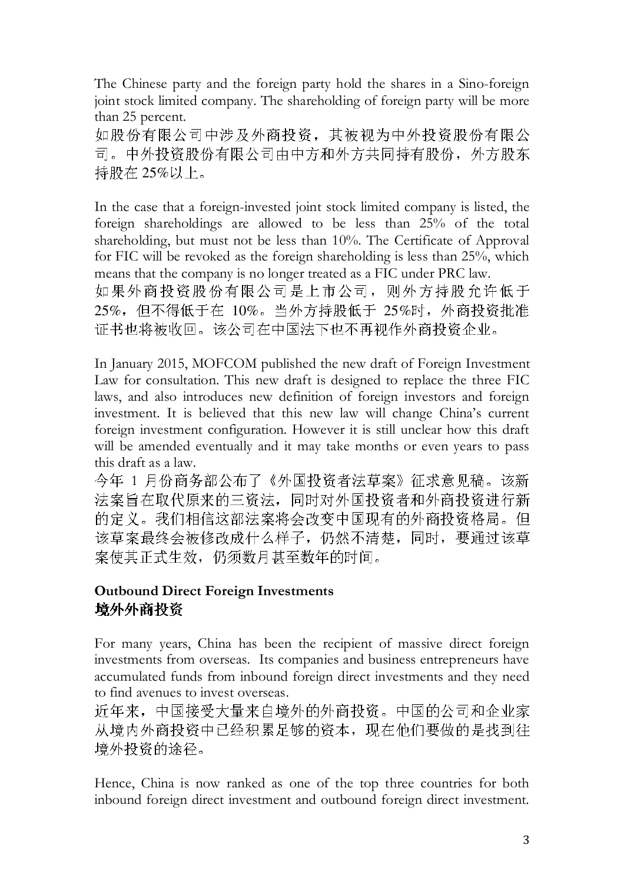The Chinese party and the foreign party hold the shares in a Sino-foreign joint stock limited company. The shareholding of foreign party will be more than 25 percent.
如股份有限公司中涉及外商投资，其被视为中外投资股份有限公司。中外投资股份有限公司由中方和外方共同持有股份，外方股东持股在 25%以上。

In the case that a foreign-invested joint stock limited company is listed, the foreign shareholdings are allowed to be less than 25% of the total shareholding, but must not be less than 10%. The Certificate of Approval for FIC will be revoked as the foreign shareholding is less than 25%, which means that the company is no longer treated as a FIC under PRC law.
如果外商投资股份有限公司是上市公司，则外方持股允许低于 25%，但不得低于在 10%。当外方持股低于 25%时，外商投资批准证书也将被收回。该公司在中国法下也不再视作外商投资企业。

In January 2015, MOFCOM published the new draft of Foreign Investment Law for consultation. This new draft is designed to replace the three FIC laws, and also introduces new definition of foreign investors and foreign investment. It is believed that this new law will change China's current foreign investment configuration. However it is still unclear how this draft will be amended eventually and it may take months or even years to pass this draft as a law.
今年 1 月份商务部公布了《外国投资者法草案》征求意见稿。该新法案旨在取代原来的三资法，同时对外国投资者和外商投资进行新的定义。我们相信这部法案将会改变中国现有的外商投资格局。但该草案最终会被修改成什么样子，仍然不清楚，同时，要通过该草案使其正式生效，仍须数月甚至数年的时间。

**Outbound Direct Foreign Investments**
**境外外商投资**

For many years, China has been the recipient of massive direct foreign investments from overseas. Its companies and business entrepreneurs have accumulated funds from inbound foreign direct investments and they need to find avenues to invest overseas.
近年来，中国接受大量来自境外的外商投资。中国的公司和企业家从境内外商投资中已经积累足够的资本，现在他们要做的是找到往境外投资的途径。

Hence, China is now ranked as one of the top three countries for both inbound foreign direct investment and outbound foreign direct investment.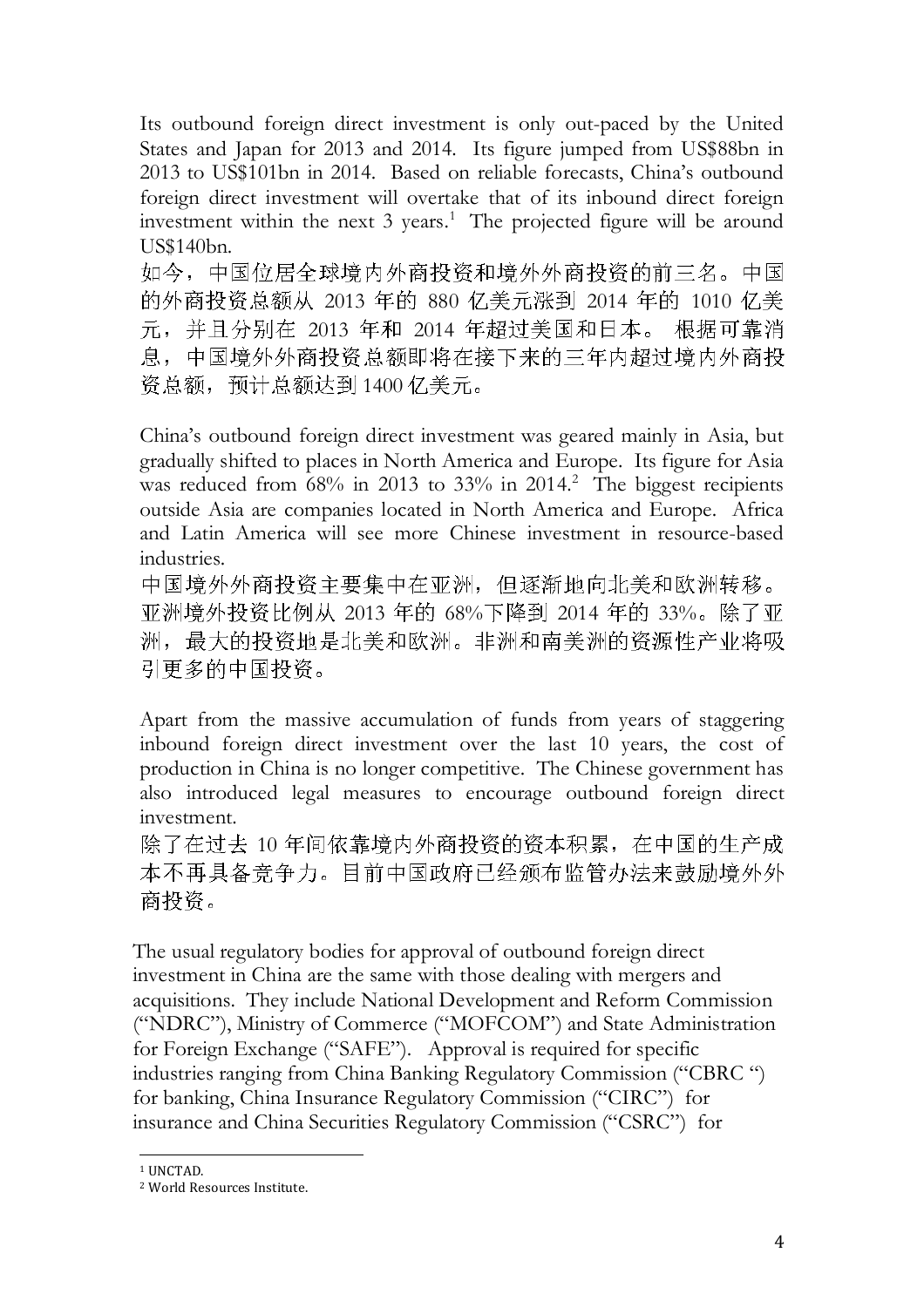Its outbound foreign direct investment is only out-paced by the United States and Japan for 2013 and 2014. Its figure jumped from US$88bn in 2013 to US$101bn in 2014. Based on reliable forecasts, China's outbound foreign direct investment will overtake that of its inbound direct foreign investment within the next 3 years.[1] The projected figure will be around US$140bn.

如今，中国位居全球境内外商投资和境外外商投资的前三名。中国的外商投资总额从 2013 年的 880 亿美元涨到 2014 年的 1010 亿美元，并且分别在 2013 年和 2014 年超过美国和日本。 根据可靠消息，中国境外外商投资总额即将在接下来的三年内超过境内外商投资总额，预计总额达到 1400 亿美元。

China's outbound foreign direct investment was geared mainly in Asia, but gradually shifted to places in North America and Europe. Its figure for Asia was reduced from 68% in 2013 to 33% in 2014.[2] The biggest recipients outside Asia are companies located in North America and Europe. Africa and Latin America will see more Chinese investment in resource-based industries.

中国境外外商投资主要集中在亚洲，但逐渐地向北美和欧洲转移。亚洲境外投资比例从 2013 年的 68%下降到 2014 年的 33%。除了亚洲，最大的投资地是北美和欧洲。非洲和南美洲的资源性产业将吸引更多的中国投资。

Apart from the massive accumulation of funds from years of staggering inbound foreign direct investment over the last 10 years, the cost of production in China is no longer competitive. The Chinese government has also introduced legal measures to encourage outbound foreign direct investment.

除了在过去 10 年间依靠境内外商投资的资本积累，在中国的生产成本不再具备竞争力。目前中国政府已经颁布监管办法来鼓励境外外商投资。

The usual regulatory bodies for approval of outbound foreign direct investment in China are the same with those dealing with mergers and acquisitions. They include National Development and Reform Commission ("NDRC"), Ministry of Commerce ("MOFCOM") and State Administration for Foreign Exchange ("SAFE"). Approval is required for specific industries ranging from China Banking Regulatory Commission ("CBRC ") for banking, China Insurance Regulatory Commission ("CIRC") for insurance and China Securities Regulatory Commission ("CSRC") for

---

[1] UNCTAD.

[2] World Resources Institute.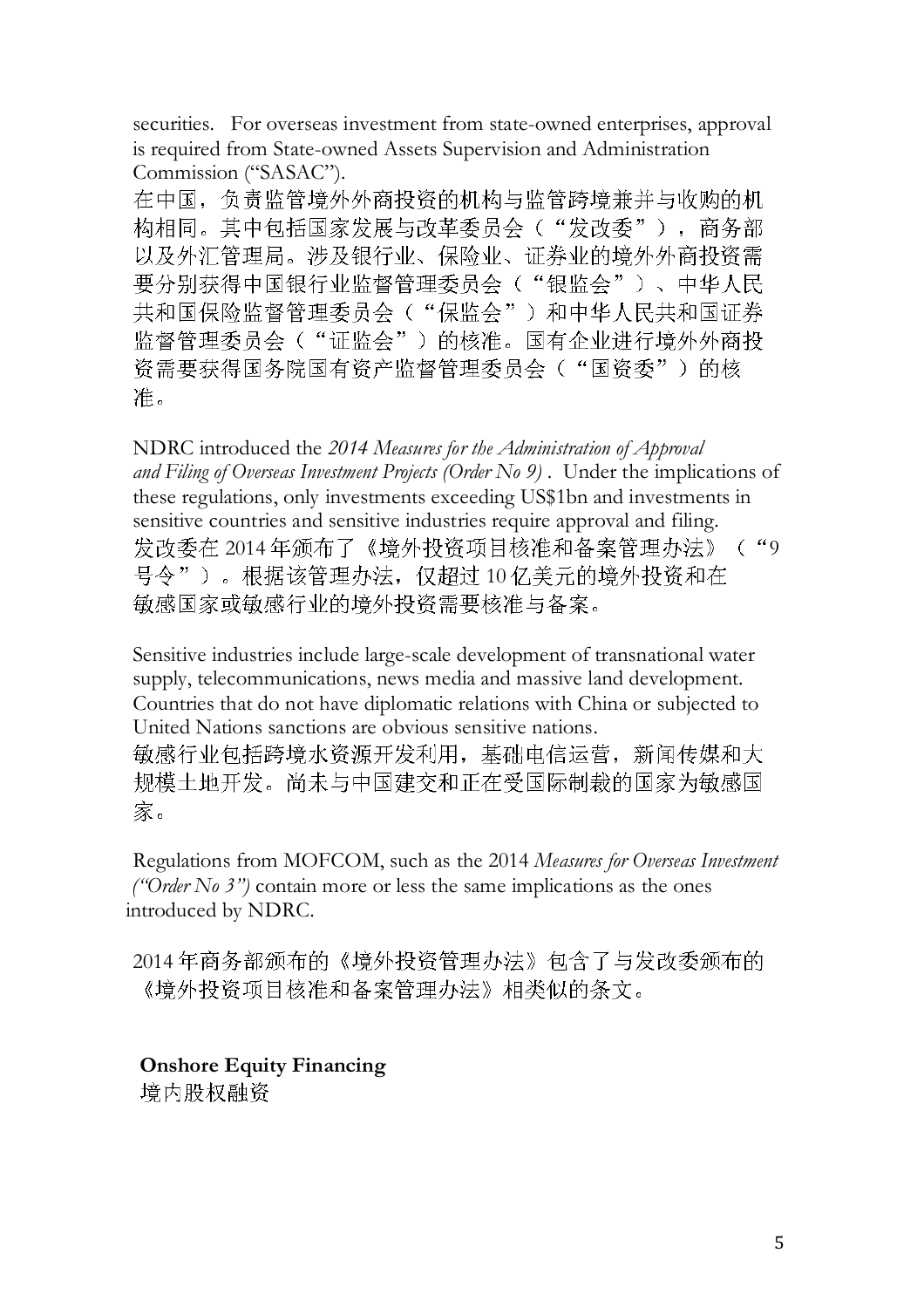securities. For overseas investment from state-owned enterprises, approval is required from State-owned Assets Supervision and Administration Commission ("SASAC").

在中国，负责监管境外外商投资的机构与监管跨境兼并与收购的机构相同。其中包括国家发展与改革委员会（"发改委"），商务部以及外汇管理局。涉及银行业、保险业、证券业的境外外商投资需要分别获得中国银行业监督管理委员会（"银监会"）、中华人民共和国保险监督管理委员会（"保监会"）和中华人民共和国证券监督管理委员会（"证监会"）的核准。国有企业进行境外外商投资需要获得国务院国有资产监督管理委员会（"国资委"）的核准。

NDRC introduced the *2014 Measures for the Administration of Approval and Filing of Overseas Investment Projects (Order No 9)*. Under the implications of these regulations, only investments exceeding US$1bn and investments in sensitive countries and sensitive industries require approval and filing.

发改委在 2014 年颁布了《境外投资项目核准和备案管理办法》（"9 号令"）。根据该管理办法，仅超过 10 亿美元的境外投资和在敏感国家或敏感行业的境外投资需要核准与备案。

Sensitive industries include large-scale development of transnational water supply, telecommunications, news media and massive land development. Countries that do not have diplomatic relations with China or subjected to United Nations sanctions are obvious sensitive nations.

敏感行业包括跨境水资源开发利用，基础电信运营，新闻传媒和大规模土地开发。尚未与中国建交和正在受国际制裁的国家为敏感国家。

Regulations from MOFCOM, such as the 2014 *Measures for Overseas Investment ("Order No 3")* contain more or less the same implications as the ones introduced by NDRC.

2014 年商务部颁布的《境外投资管理办法》包含了与发改委颁布的《境外投资项目核准和备案管理办法》相类似的条文。

**Onshore Equity Financing**
境内股权融资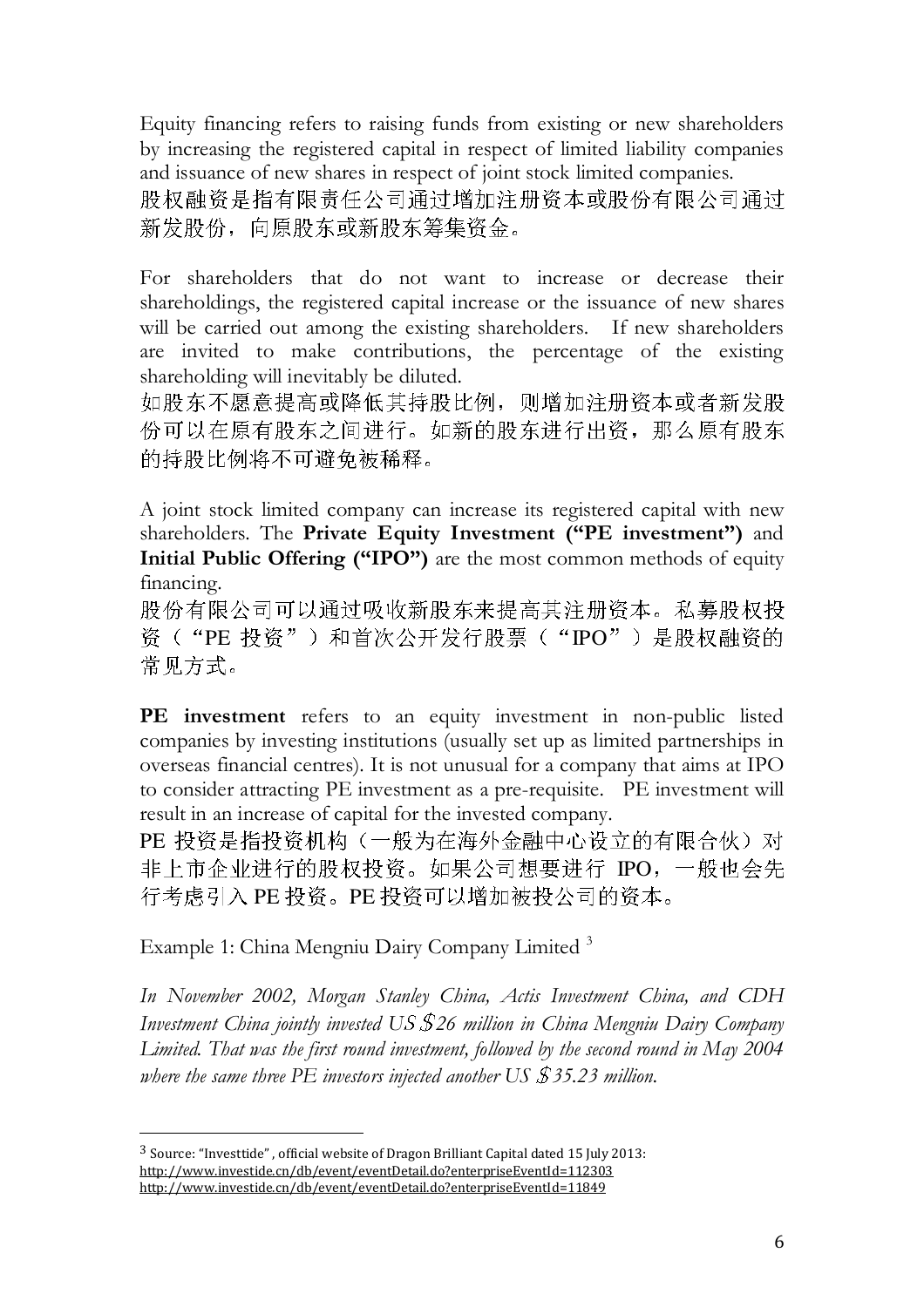Equity financing refers to raising funds from existing or new shareholders by increasing the registered capital in respect of limited liability companies and issuance of new shares in respect of joint stock limited companies.
股权融资是指有限责任公司通过增加注册资本或股份有限公司通过新发股份，向原股东或新股东筹集资金。

For shareholders that do not want to increase or decrease their shareholdings, the registered capital increase or the issuance of new shares will be carried out among the existing shareholders. If new shareholders are invited to make contributions, the percentage of the existing shareholding will inevitably be diluted.
如股东不愿意提高或降低其持股比例，则增加注册资本或者新发股份可以在原有股东之间进行。如新的股东进行出资，那么原有股东的持股比例将不可避免被稀释。

A joint stock limited company can increase its registered capital with new shareholders. The **Private Equity Investment ("PE investment")** and **Initial Public Offering ("IPO")** are the most common methods of equity financing.
股份有限公司可以通过吸收新股东来提高其注册资本。私募股权投资（"PE 投资"）和首次公开发行股票（"IPO"）是股权融资的常见方式。

**PE investment** refers to an equity investment in non-public listed companies by investing institutions (usually set up as limited partnerships in overseas financial centres). It is not unusual for a company that aims at IPO to consider attracting PE investment as a pre-requisite. PE investment will result in an increase of capital for the invested company.
PE 投资是指投资机构（一般为在海外金融中心设立的有限合伙）对非上市企业进行的股权投资。如果公司想要进行 IPO，一般也会先行考虑引入 PE 投资。PE 投资可以增加被投公司的资本。

Example 1: China Mengniu Dairy Company Limited [3]

*In November 2002, Morgan Stanley China, Actis Investment China, and CDH Investment China jointly invested US$26 million in China Mengniu Dairy Company Limited. That was the first round investment, followed by the second round in May 2004 where the same three PE investors injected another US $35.23 million.*

---

[3] Source: "Investtide", official website of Dragon Brilliant Capital dated 15 July 2013:
http://www.investide.cn/db/event/eventDetail.do?enterpriseEventId=112303
http://www.investide.cn/db/event/eventDetail.do?enterpriseEventId=11849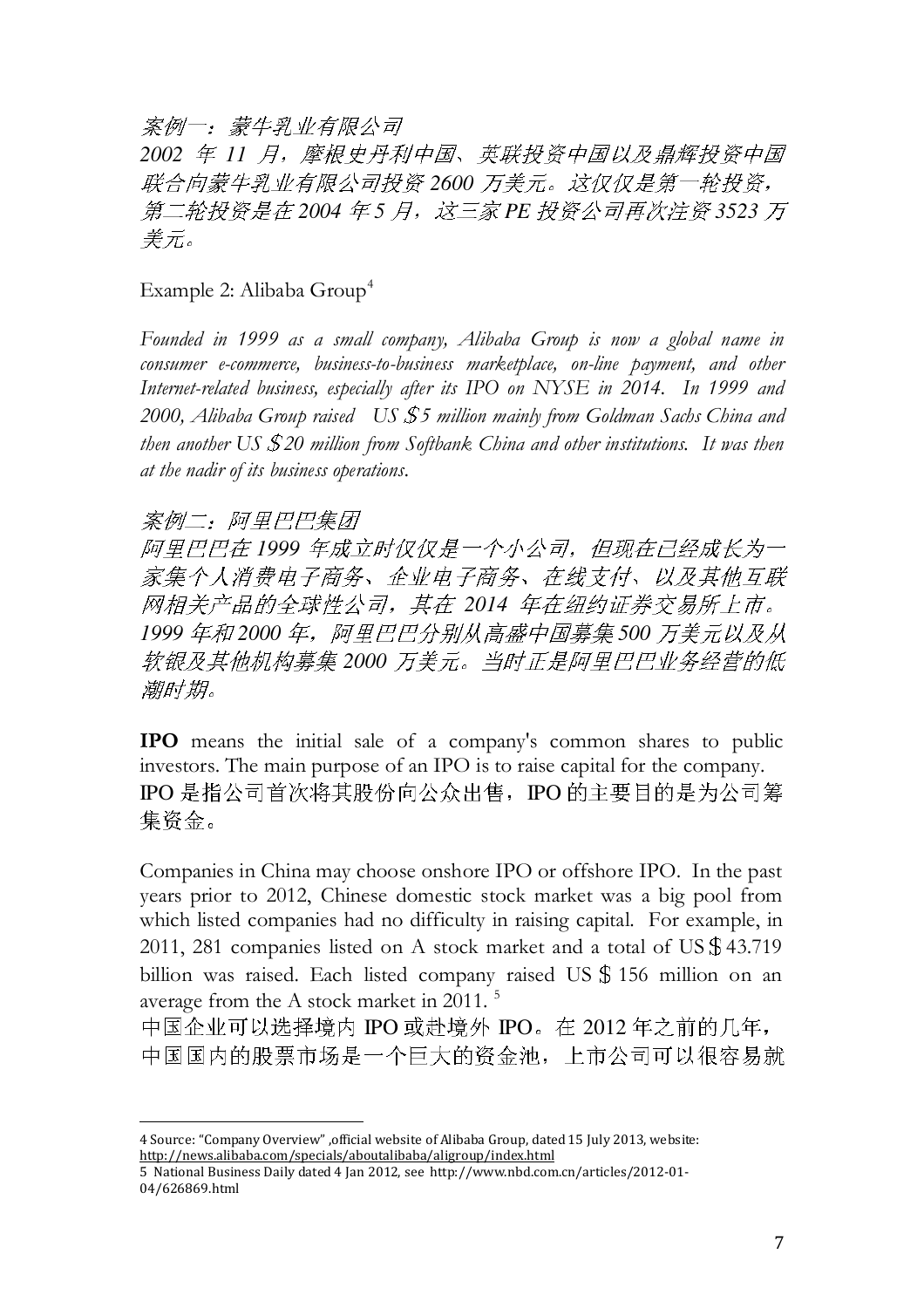*案例一：蒙牛乳业有限公司*
*2002 年 11 月，摩根史丹利中国、英联投资中国以及鼎辉投资中国联合向蒙牛乳业有限公司投资 2600 万美元。这仅仅是第一轮投资，第二轮投资是在 2004 年 5 月，这三家 PE 投资公司再次注资 3523 万美元。*

Example 2: Alibaba Group[4]

*Founded in 1999 as a small company, Alibaba Group is now a global name in consumer e-commerce, business-to-business marketplace, on-line payment, and other Internet-related business, especially after its IPO on NYSE in 2014. In 1999 and 2000, Alibaba Group raised US＄5 million mainly from Goldman Sachs China and then another US＄20 million from Softbank China and other institutions. It was then at the nadir of its business operations.*

*案例二：阿里巴巴集团*
*阿里巴巴在 1999 年成立时仅仅是一个小公司，但现在已经成长为一家集个人消费电子商务、企业电子商务、在线支付、以及其他互联网相关产品的全球性公司，其在 2014 年在纽约证券交易所上市。1999 年和 2000 年，阿里巴巴分别从高盛中国募集 500 万美元以及从软银及其他机构募集 2000 万美元。当时正是阿里巴巴业务经营的低潮时期。*

**IPO** means the initial sale of a company's common shares to public investors. The main purpose of an IPO is to raise capital for the company.
IPO 是指公司首次将其股份向公众出售，IPO 的主要目的是为公司筹集资金。

Companies in China may choose onshore IPO or offshore IPO. In the past years prior to 2012, Chinese domestic stock market was a big pool from which listed companies had no difficulty in raising capital. For example, in 2011, 281 companies listed on A stock market and a total of US＄43.719 billion was raised. Each listed company raised US＄156 million on an average from the A stock market in 2011. [5]
中国企业可以选择境内 IPO 或赴境外 IPO。在 2012 年之前的几年，中国国内的股票市场是一个巨大的资金池，上市公司可以很容易就

---

4 Source: "Company Overview" ,official website of Alibaba Group, dated 15 July 2013, website: http://news.alibaba.com/specials/aboutalibaba/aligroup/index.html
5 National Business Daily dated 4 Jan 2012, see http://www.nbd.com.cn/articles/2012-01-04/626869.html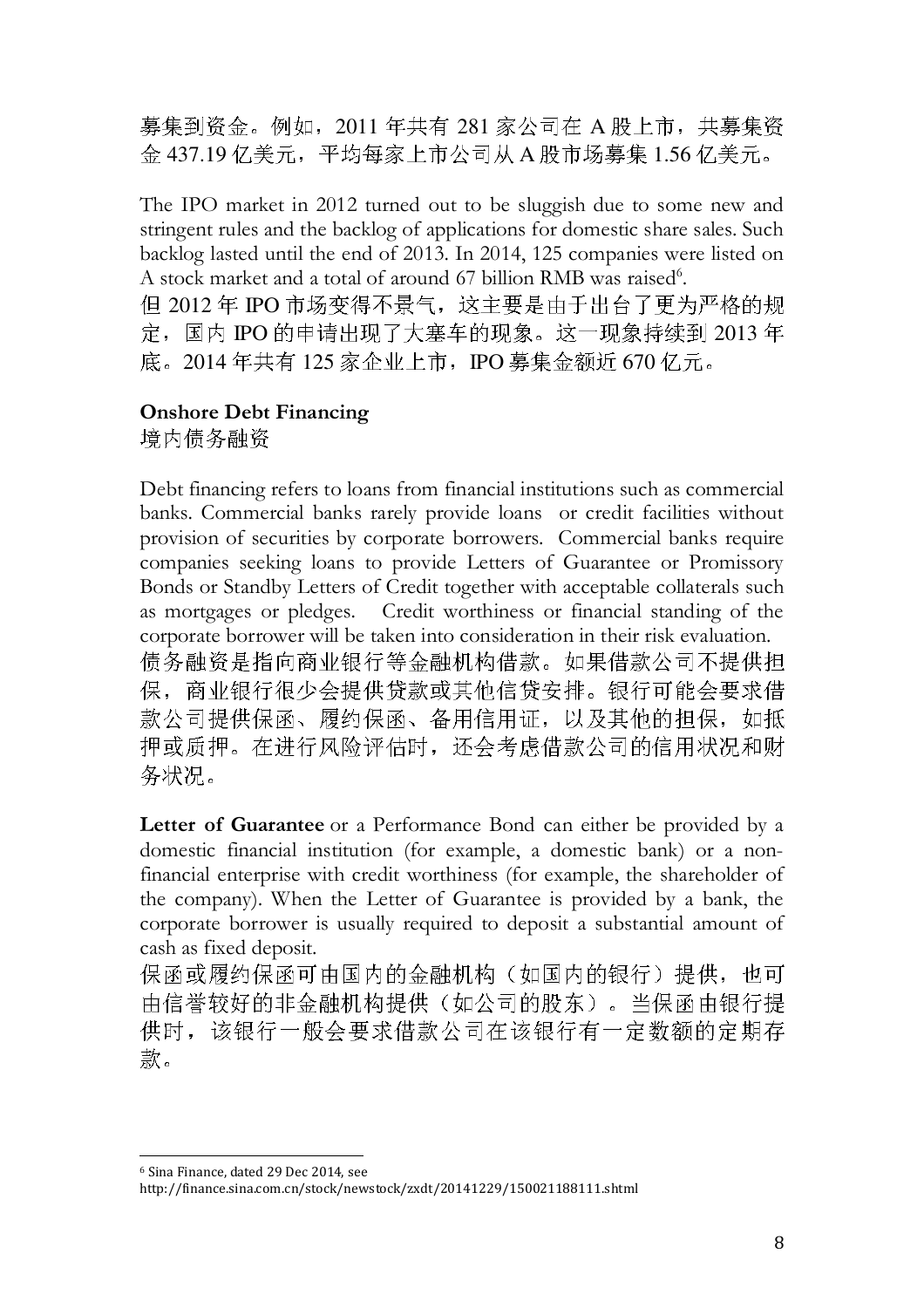募集到资金。例如，2011 年共有 281 家公司在 A 股上市，共募集资金 437.19 亿美元，平均每家上市公司从 A 股市场募集 1.56 亿美元。

The IPO market in 2012 turned out to be sluggish due to some new and stringent rules and the backlog of applications for domestic share sales. Such backlog lasted until the end of 2013. In 2014, 125 companies were listed on A stock market and a total of around 67 billion RMB was raised[6].
但 2012 年 IPO 市场变得不景气，这主要是由于出台了更为严格的规定，国内 IPO 的申请出现了大塞车的现象。这一现象持续到 2013 年底。2014 年共有 125 家企业上市，IPO 募集金额近 670 亿元。

**Onshore Debt Financing**
境内债务融资

Debt financing refers to loans from financial institutions such as commercial banks. Commercial banks rarely provide loans or credit facilities without provision of securities by corporate borrowers. Commercial banks require companies seeking loans to provide Letters of Guarantee or Promissory Bonds or Standby Letters of Credit together with acceptable collaterals such as mortgages or pledges. Credit worthiness or financial standing of the corporate borrower will be taken into consideration in their risk evaluation.
债务融资是指向商业银行等金融机构借款。如果借款公司不提供担保，商业银行很少会提供贷款或其他信贷安排。银行可能会要求借款公司提供保函、履约保函、备用信用证，以及其他的担保，如抵押或质押。在进行风险评估时，还会考虑借款公司的信用状况和财务状况。

**Letter of Guarantee** or a Performance Bond can either be provided by a domestic financial institution (for example, a domestic bank) or a non-financial enterprise with credit worthiness (for example, the shareholder of the company). When the Letter of Guarantee is provided by a bank, the corporate borrower is usually required to deposit a substantial amount of cash as fixed deposit.
保函或履约保函可由国内的金融机构（如国内的银行）提供，也可由信誉较好的非金融机构提供（如公司的股东）。当保函由银行提供时，该银行一般会要求借款公司在该银行有一定数额的定期存款。

[6] Sina Finance, dated 29 Dec 2014, see http://finance.sina.com.cn/stock/newstock/zxdt/20141229/150021188111.shtml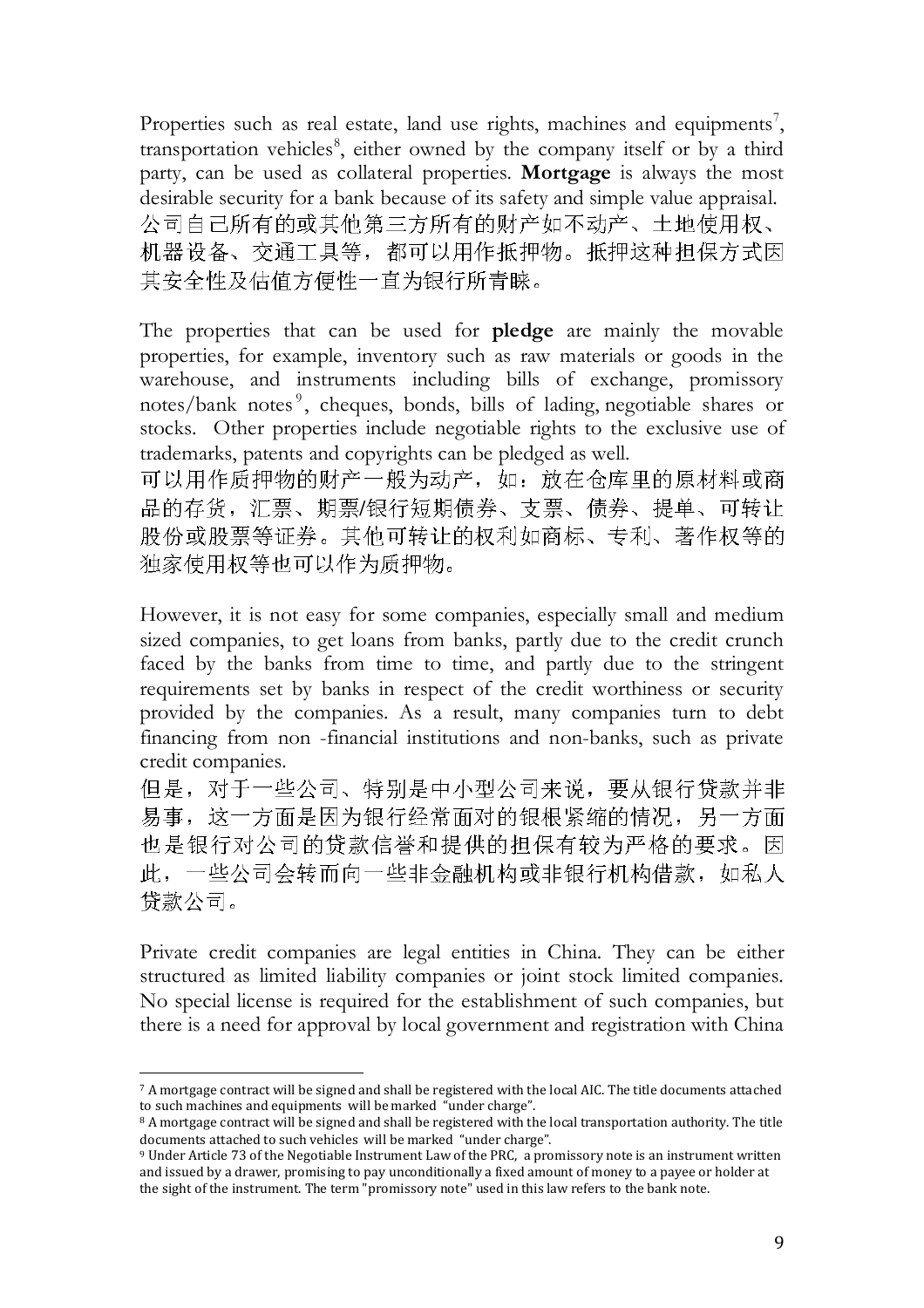Properties such as real estate, land use rights, machines and equipments[7], transportation vehicles[8], either owned by the company itself or by a third party, can be used as collateral properties. **Mortgage** is always the most desirable security for a bank because of its safety and simple value appraisal.
公司自己所有的或其他第三方所有的财产如不动产、土地使用权、机器设备、交通工具等，都可以用作抵押物。抵押这种担保方式因其安全性及估值方便性一直为银行所青睐。

The properties that can be used for **pledge** are mainly the movable properties, for example, inventory such as raw materials or goods in the warehouse, and instruments including bills of exchange, promissory notes/bank notes[9], cheques, bonds, bills of lading, negotiable shares or stocks. Other properties include negotiable rights to the exclusive use of trademarks, patents and copyrights can be pledged as well.
可以用作质押物的财产一般为动产，如：放在仓库里的原材料或商品的存货，汇票、期票/银行短期债券、支票、债券、提单、可转让股份或股票等证券。其他可转让的权利如商标、专利、著作权等的独家使用权等也可以作为质押物。

However, it is not easy for some companies, especially small and medium sized companies, to get loans from banks, partly due to the credit crunch faced by the banks from time to time, and partly due to the stringent requirements set by banks in respect of the credit worthiness or security provided by the companies. As a result, many companies turn to debt financing from non -financial institutions and non-banks, such as private credit companies.
但是，对于一些公司、特别是中小型公司来说，要从银行贷款并非易事，这一方面是因为银行经常面对的银根紧缩的情况，另一方面也是银行对公司的贷款信誉和提供的担保有较为严格的要求。因此，一些公司会转而向一些非金融机构或非银行机构借款，如私人贷款公司。

Private credit companies are legal entities in China. They can be either structured as limited liability companies or joint stock limited companies. No special license is required for the establishment of such companies, but there is a need for approval by local government and registration with China

---

[7] A mortgage contract will be signed and shall be registered with the local AIC. The title documents attached to such machines and equipments will be marked "under charge".

[8] A mortgage contract will be signed and shall be registered with the local transportation authority. The title documents attached to such vehicles will be marked "under charge".

[9] Under Article 73 of the Negotiable Instrument Law of the PRC, a promissory note is an instrument written and issued by a drawer, promising to pay unconditionally a fixed amount of money to a payee or holder at the sight of the instrument. The term "promissory note" used in this law refers to the bank note.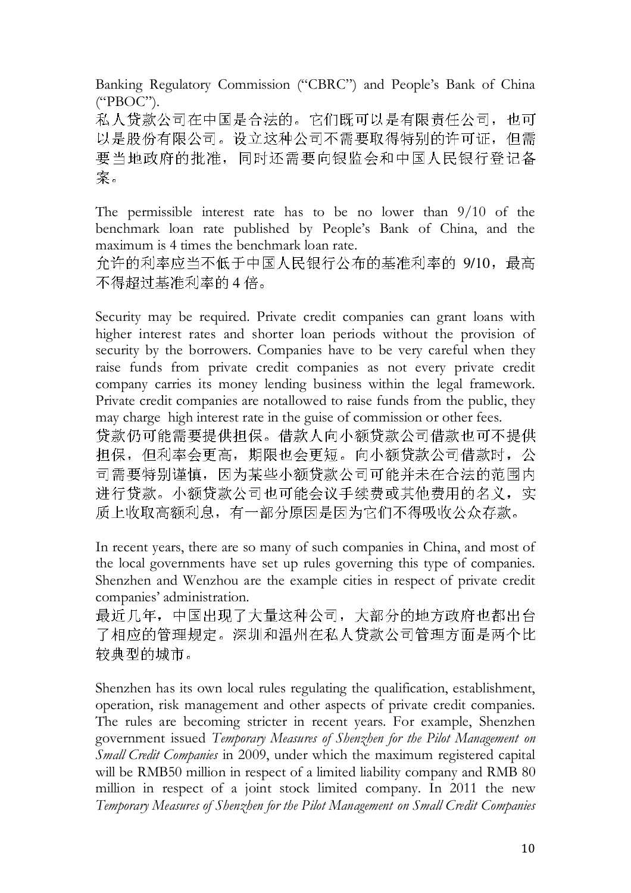Banking Regulatory Commission ("CBRC") and People's Bank of China ("PBOC").
私人贷款公司在中国是合法的。它们既可以是有限责任公司，也可以是股份有限公司。设立这种公司不需要取得特别的许可证，但需要当地政府的批准，同时还需要向银监会和中国人民银行登记备案。

The permissible interest rate has to be no lower than 9/10 of the benchmark loan rate published by People's Bank of China, and the maximum is 4 times the benchmark loan rate.
允许的利率应当不低于中国人民银行公布的基准利率的 9/10，最高不得超过基准利率的 4 倍。

Security may be required. Private credit companies can grant loans with higher interest rates and shorter loan periods without the provision of security by the borrowers. Companies have to be very careful when they raise funds from private credit companies as not every private credit company carries its money lending business within the legal framework. Private credit companies are notallowed to raise funds from the public, they may charge high interest rate in the guise of commission or other fees.
贷款仍可能需要提供担保。借款人向小额贷款公司借款也可不提供担保，但利率会更高，期限也会更短。向小额贷款公司借款时，公司需要特别谨慎，因为某些小额贷款公司可能并未在合法的范围内进行贷款。小额贷款公司也可能会以手续费或其他费用的名义，实质上收取高额利息，有一部分原因是因为它们不得吸收公众存款。

In recent years, there are so many of such companies in China, and most of the local governments have set up rules governing this type of companies. Shenzhen and Wenzhou are the example cities in respect of private credit companies' administration.
最近几年，中国出现了大量这种公司，大部分的地方政府也都出台了相应的管理规定。深圳和温州在私人贷款公司管理方面是两个比较典型的城市。

Shenzhen has its own local rules regulating the qualification, establishment, operation, risk management and other aspects of private credit companies. The rules are becoming stricter in recent years. For example, Shenzhen government issued *Temporary Measures of Shenzhen for the Pilot Management on Small Credit Companies* in 2009, under which the maximum registered capital will be RMB50 million in respect of a limited liability company and RMB 80 million in respect of a joint stock limited company. In 2011 the new *Temporary Measures of Shenzhen for the Pilot Management on Small Credit Companies*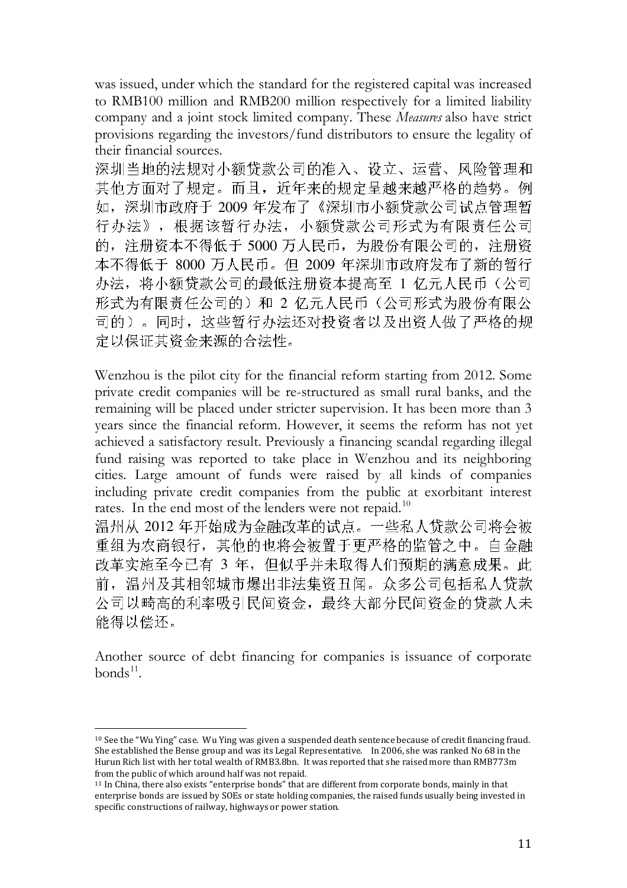was issued, under which the standard for the registered capital was increased to RMB100 million and RMB200 million respectively for a limited liability company and a joint stock limited company. These *Measures* also have strict provisions regarding the investors/fund distributors to ensure the legality of their financial sources.

深圳当地的法规对小额贷款公司的准入、设立、运营、风险管理和其他方面对了规定。而且，近年来的规定呈越来越严格的趋势。例如，深圳市政府于 2009 年发布了《深圳市小额贷款公司试点管理暂行办法》，根据该暂行办法，小额贷款公司形式为有限责任公司的，注册资本不得低于 5000 万人民币，为股份有限公司的，注册资本不得低于 8000 万人民币。但 2009 年深圳市政府发布了新的暂行办法，将小额贷款公司的最低注册资本提高至 1 亿元人民币（公司形式为有限责任公司的）和 2 亿元人民币（公司形式为股份有限公司的）。同时，这些暂行办法还对投资者以及出资人做了严格的规定以保证其资金来源的合法性。

Wenzhou is the pilot city for the financial reform starting from 2012. Some private credit companies will be re-structured as small rural banks, and the remaining will be placed under stricter supervision. It has been more than 3 years since the financial reform. However, it seems the reform has not yet achieved a satisfactory result. Previously a financing scandal regarding illegal fund raising was reported to take place in Wenzhou and its neighboring cities. Large amount of funds were raised by all kinds of companies including private credit companies from the public at exorbitant interest rates. In the end most of the lenders were not repaid.[10]

温州从 2012 年开始成为金融改革的试点。一些私人贷款公司将会被重组为农商银行，其他的也将会被置于更严格的监管之中。自金融改革实施至今已有 3 年，但似乎并未取得人们预期的满意成果。此前，温州及其相邻城市爆出非法集资丑闻。众多公司包括私人贷款公司以畸高的利率吸引民间资金，最终大部分民间资金的贷款人未能得以偿还。

Another source of debt financing for companies is issuance of corporate bonds[11].

---

[10] See the "Wu Ying" case. Wu Ying was given a suspended death sentence because of credit financing fraud. She established the Bense group and was its Legal Representative. In 2006, she was ranked No 68 in the Hurun Rich list with her total wealth of RMB3.8bn. It was reported that she raised more than RMB773m from the public of which around half was not repaid.

[11] In China, there also exists "enterprise bonds" that are different from corporate bonds, mainly in that enterprise bonds are issued by SOEs or state holding companies, the raised funds usually being invested in specific constructions of railway, highways or power station.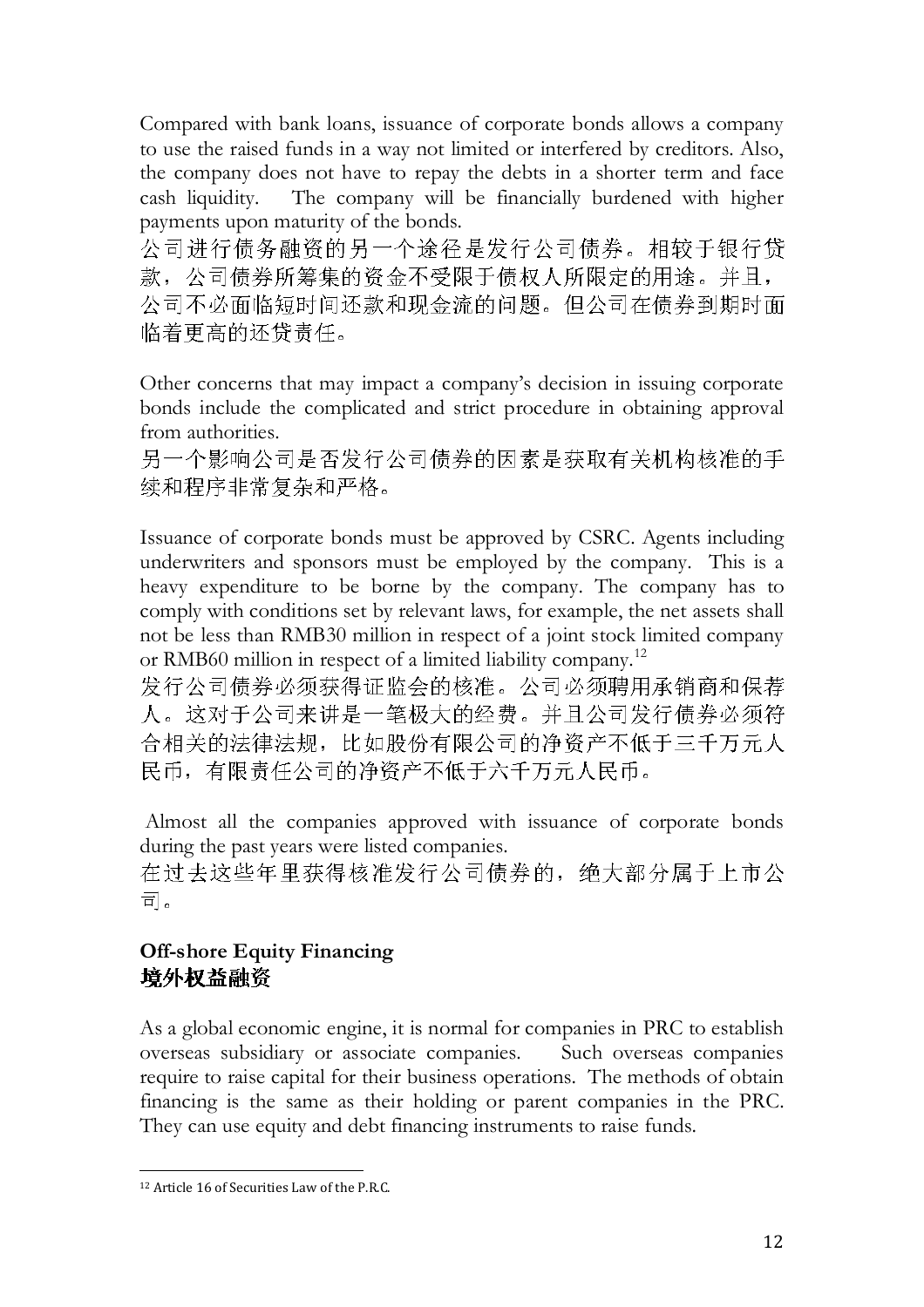Compared with bank loans, issuance of corporate bonds allows a company to use the raised funds in a way not limited or interfered by creditors. Also, the company does not have to repay the debts in a shorter term and face cash liquidity. The company will be financially burdened with higher payments upon maturity of the bonds.
公司进行债务融资的另一个途径是发行公司债券。相较于银行贷款，公司债券所筹集的资金不受限于债权人所限定的用途。并且，公司不必面临短时间还款和现金流的问题。但公司在债券到期时面临着更高的还贷责任。

Other concerns that may impact a company's decision in issuing corporate bonds include the complicated and strict procedure in obtaining approval from authorities.
另一个影响公司是否发行公司债券的因素是获取有关机构核准的手续和程序非常复杂和严格。

Issuance of corporate bonds must be approved by CSRC. Agents including underwriters and sponsors must be employed by the company. This is a heavy expenditure to be borne by the company. The company has to comply with conditions set by relevant laws, for example, the net assets shall not be less than RMB30 million in respect of a joint stock limited company or RMB60 million in respect of a limited liability company.[12]
发行公司债券必须获得证监会的核准。公司必须聘用承销商和保荐人。这对于公司来讲是一笔极大的经费。并且公司发行债券必须符合相关的法律法规，比如股份有限公司的净资产不低于三千万元人民币，有限责任公司的净资产不低于六千万元人民币。

Almost all the companies approved with issuance of corporate bonds during the past years were listed companies.
在过去这些年里获得核准发行公司债券的，绝大部分属于上市公司。

### Off-shore Equity Financing
### 境外权益融资

As a global economic engine, it is normal for companies in PRC to establish overseas subsidiary or associate companies. Such overseas companies require to raise capital for their business operations. The methods of obtain financing is the same as their holding or parent companies in the PRC. They can use equity and debt financing instruments to raise funds.

---

[12] Article 16 of Securities Law of the P.R.C.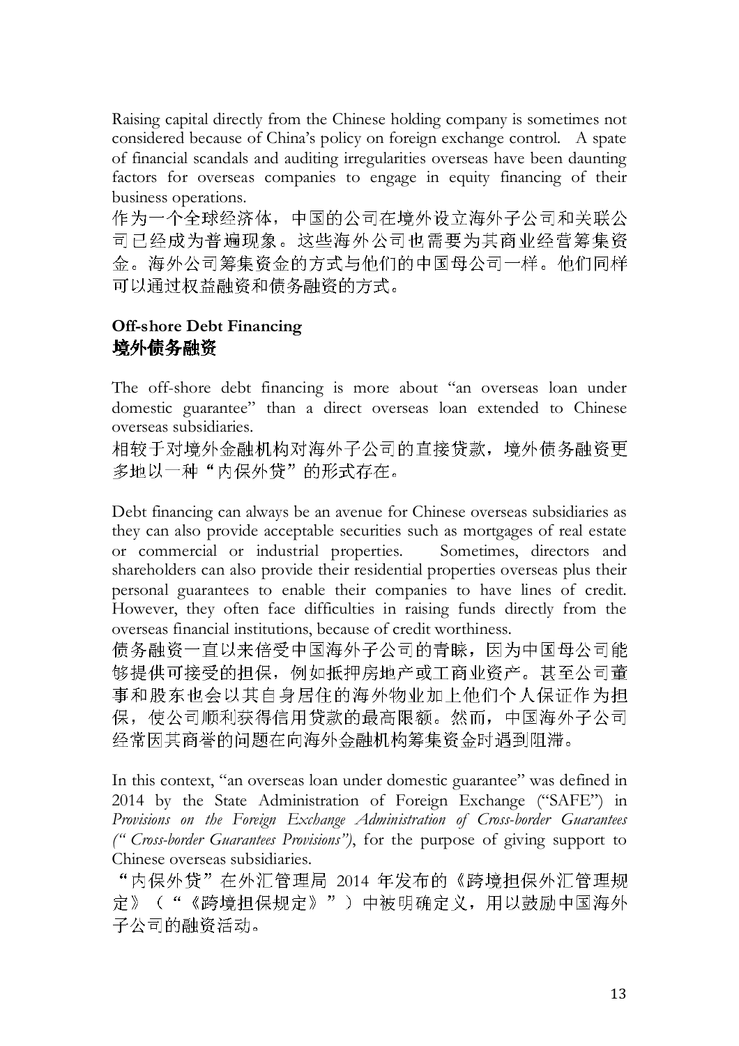Raising capital directly from the Chinese holding company is sometimes not considered because of China's policy on foreign exchange control. A spate of financial scandals and auditing irregularities overseas have been daunting factors for overseas companies to engage in equity financing of their business operations.

作为一个全球经济体，中国的公司在境外设立海外子公司和关联公司已经成为普遍现象。这些海外公司也需要为其商业经营筹集资金。海外公司筹集资金的方式与他们的中国母公司一样。他们同样可以通过权益融资和债务融资的方式。

## Off-shore Debt Financing
## 境外债务融资

The off-shore debt financing is more about "an overseas loan under domestic guarantee" than a direct overseas loan extended to Chinese overseas subsidiaries.

相较于对境外金融机构对海外子公司的直接贷款，境外债务融资更多地以一种"内保外贷"的形式存在。

Debt financing can always be an avenue for Chinese overseas subsidiaries as they can also provide acceptable securities such as mortgages of real estate or commercial or industrial properties. Sometimes, directors and shareholders can also provide their residential properties overseas plus their personal guarantees to enable their companies to have lines of credit. However, they often face difficulties in raising funds directly from the overseas financial institutions, because of credit worthiness.

债务融资一直以来倍受中国海外子公司的青睐，因为中国母公司能够提供可接受的担保，例如抵押房地产或工商业资产。甚至公司董事和股东也会以其自身居住的海外物业加上他们个人保证作为担保，使公司顺利获得信用贷款的最高限额。然而，中国海外子公司经常因其商誉的问题在向海外金融机构筹集资金时遇到阻滞。

In this context, "an overseas loan under domestic guarantee" was defined in 2014 by the State Administration of Foreign Exchange ("SAFE") in *Provisions on the Foreign Exchange Administration of Cross-border Guarantees (" Cross-border Guarantees Provisions")*, for the purpose of giving support to Chinese overseas subsidiaries.

"内保外贷"在外汇管理局 2014 年发布的《跨境担保外汇管理规定》（"《跨境担保规定》"）中被明确定义，用以鼓励中国海外子公司的融资活动。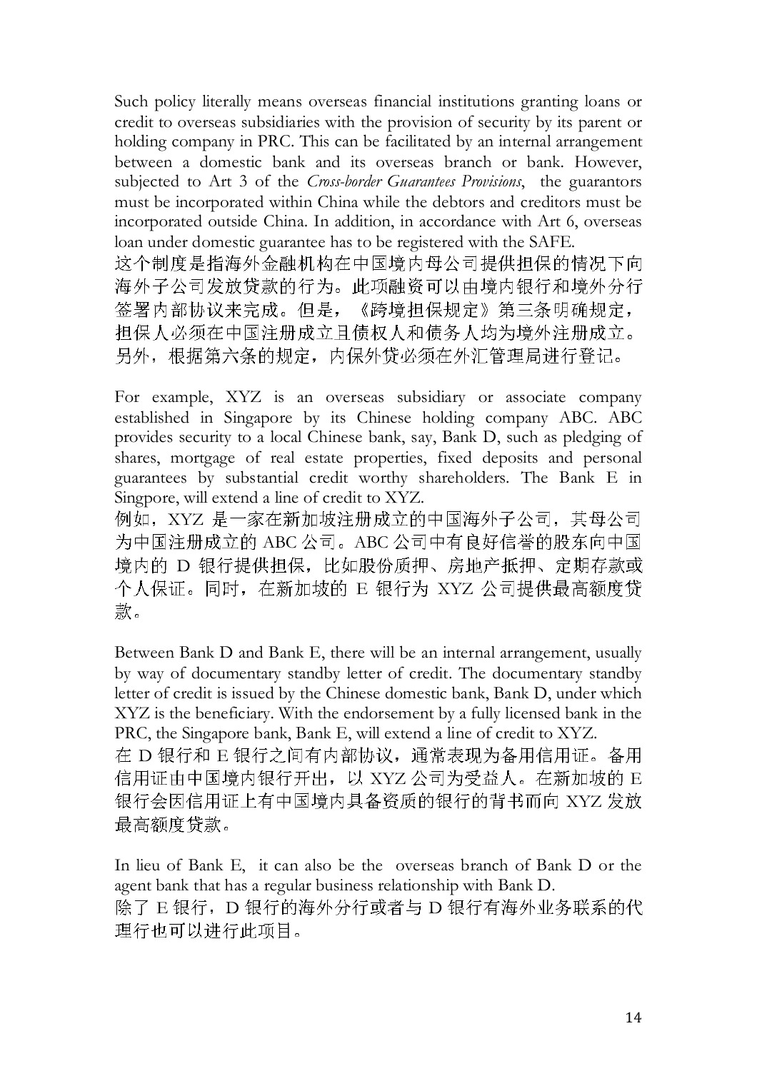Such policy literally means overseas financial institutions granting loans or credit to overseas subsidiaries with the provision of security by its parent or holding company in PRC. This can be facilitated by an internal arrangement between a domestic bank and its overseas branch or bank. However, subjected to Art 3 of the *Cross-border Guarantees Provisions*, the guarantors must be incorporated within China while the debtors and creditors must be incorporated outside China. In addition, in accordance with Art 6, overseas loan under domestic guarantee has to be registered with the SAFE.
这个制度是指海外金融机构在中国境内母公司提供担保的情况下向海外子公司发放贷款的行为。此项融资可以由境内银行和境外分行签署内部协议来完成。但是，《跨境担保规定》第三条明确规定，担保人必须在中国注册成立且债权人和债务人均为境外注册成立。另外，根据第六条的规定，内保外贷必须在外汇管理局进行登记。

For example, XYZ is an overseas subsidiary or associate company established in Singapore by its Chinese holding company ABC. ABC provides security to a local Chinese bank, say, Bank D, such as pledging of shares, mortgage of real estate properties, fixed deposits and personal guarantees by substantial credit worthy shareholders. The Bank E in Singpore, will extend a line of credit to XYZ.
例如，XYZ 是一家在新加坡注册成立的中国海外子公司，其母公司为中国注册成立的 ABC 公司。ABC 公司中有良好信誉的股东向中国境内的 D 银行提供担保，比如股份质押、房地产抵押、定期存款或个人保证。同时，在新加坡的 E 银行为 XYZ 公司提供最高额度贷款。

Between Bank D and Bank E, there will be an internal arrangement, usually by way of documentary standby letter of credit. The documentary standby letter of credit is issued by the Chinese domestic bank, Bank D, under which XYZ is the beneficiary. With the endorsement by a fully licensed bank in the PRC, the Singapore bank, Bank E, will extend a line of credit to XYZ.
在 D 银行和 E 银行之间有内部协议，通常表现为备用信用证。备用信用证由中国境内银行开出，以 XYZ 公司为受益人。在新加坡的 E 银行会因信用证上有中国境内具备资质的银行的背书而向 XYZ 发放最高额度贷款。

In lieu of Bank E, it can also be the overseas branch of Bank D or the agent bank that has a regular business relationship with Bank D.
除了 E 银行，D 银行的海外分行或者与 D 银行有海外业务联系的代理行也可以进行此项目。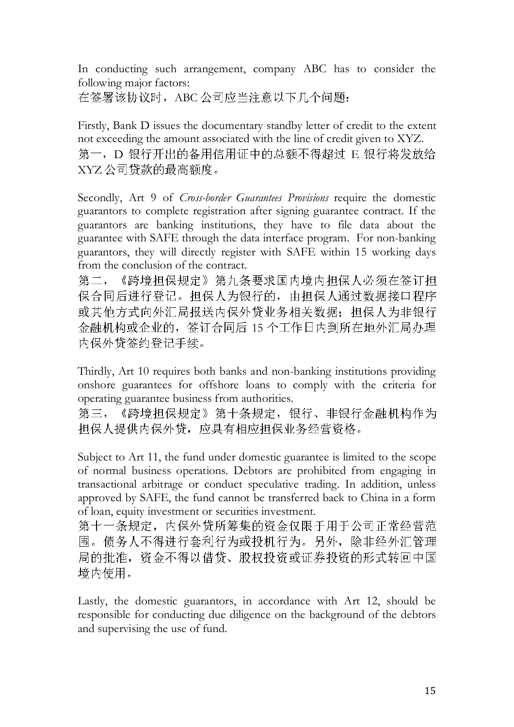In conducting such arrangement, company ABC has to consider the following major factors:
在签署该协议时，ABC 公司应当注意以下几个问题：

Firstly, Bank D issues the documentary standby letter of credit to the extent not exceeding the amount associated with the line of credit given to XYZ.
第一，D 银行开出的备用信用证中的总额不得超过 E 银行将发放给 XYZ 公司贷款的最高额度。

Secondly, Art 9 of *Cross-border Guarantees Provisions* require the domestic guarantors to complete registration after signing guarantee contract. If the guarantors are banking institutions, they have to file data about the guarantee with SAFE through the data interface program. For non-banking guarantors, they will directly register with SAFE within 15 working days from the conclusion of the contract.
第二，《跨境担保规定》第九条要求国内境内担保人必须在签订担保合同后进行登记。担保人为银行的，由担保人通过数据接口程序或其他方式向外汇局报送内保外贷业务相关数据；担保人为非银行金融机构或企业的，签订合同后 15 个工作日内到所在地外汇局办理内保外贷签约登记手续。

Thirdly, Art 10 requires both banks and non-banking institutions providing onshore guarantees for offshore loans to comply with the criteria for operating guarantee business from authorities.
第三，《跨境担保规定》第十条规定，银行、非银行金融机构作为担保人提供内保外贷，应具有相应担保业务经营资格。

Subject to Art 11, the fund under domestic guarantee is limited to the scope of normal business operations. Debtors are prohibited from engaging in transactional arbitrage or conduct speculative trading. In addition, unless approved by SAFE, the fund cannot be transferred back to China in a form of loan, equity investment or securities investment.
第十一条规定，内保外贷所筹集的资金仅限于用于公司正常经营范围。债务人不得进行套利行为或投机行为。另外，除非经外汇管理局的批准，资金不得以借贷、股权投资或证券投资的形式转回中国境内使用。

Lastly, the domestic guarantors, in accordance with Art 12, should be responsible for conducting due diligence on the background of the debtors and supervising the use of fund.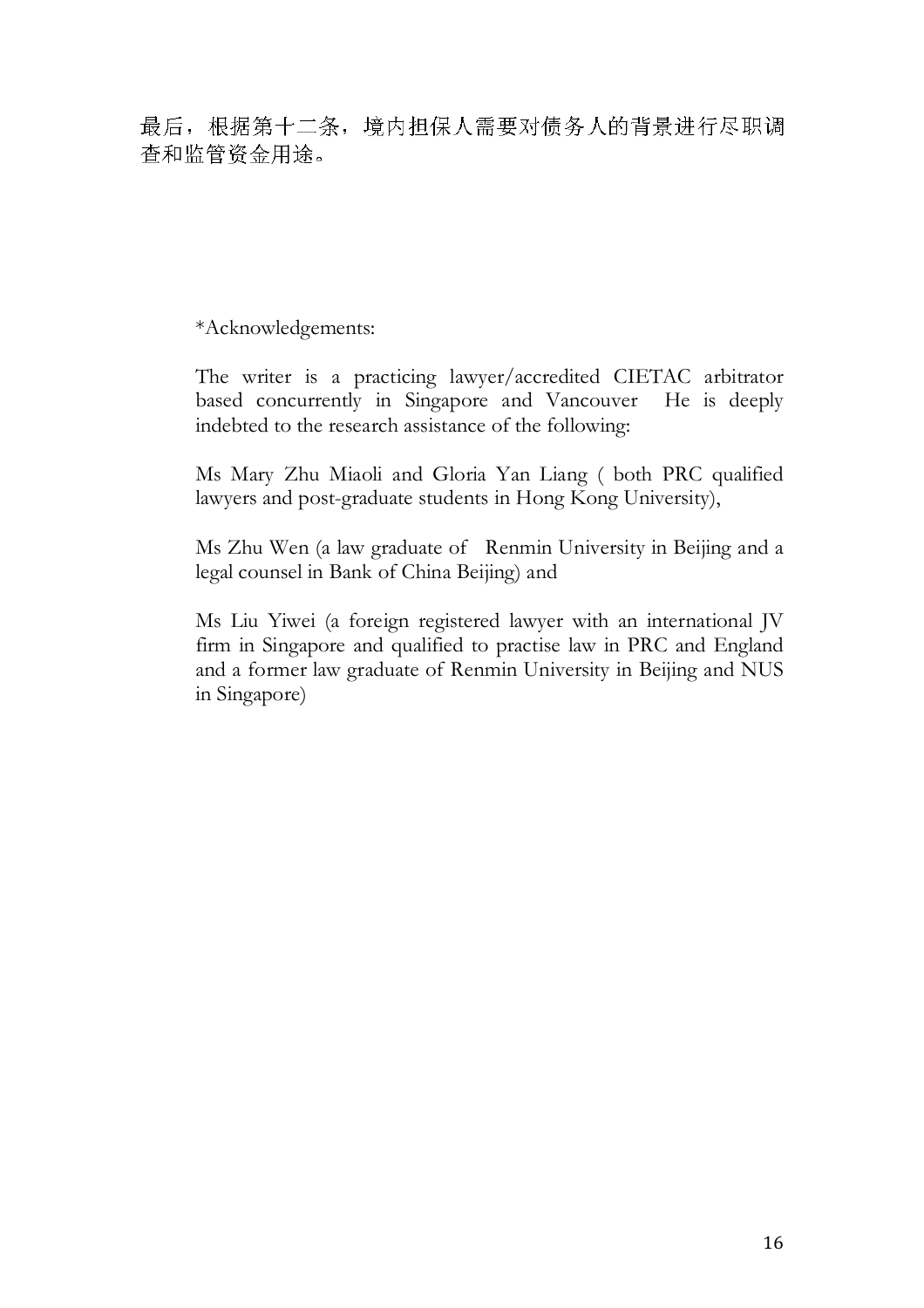最后，根据第十二条，境内担保人需要对债务人的背景进行尽职调查和监管资金用途。

*Acknowledgements:

The writer is a practicing lawyer/accredited CIETAC arbitrator based concurrently in Singapore and Vancouver He is deeply indebted to the research assistance of the following:

Ms Mary Zhu Miaoli and Gloria Yan Liang ( both PRC qualified lawyers and post-graduate students in Hong Kong University),

Ms Zhu Wen (a law graduate of Renmin University in Beijing and a legal counsel in Bank of China Beijing) and

Ms Liu Yiwei (a foreign registered lawyer with an international JV firm in Singapore and qualified to practise law in PRC and England and a former law graduate of Renmin University in Beijing and NUS in Singapore)